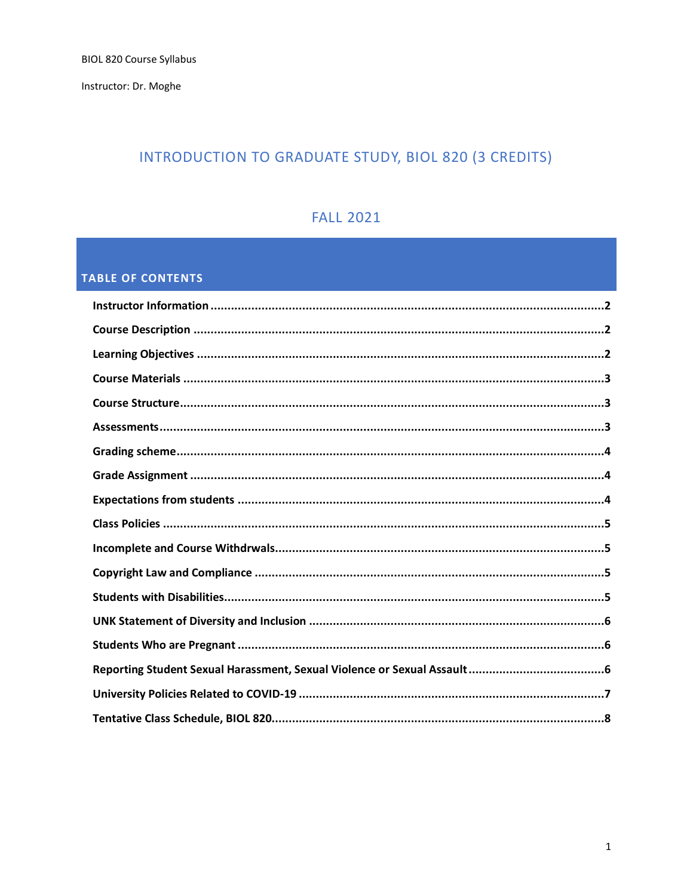BIOL 820 Course Syllabus

Instructor: Dr. Moghe

# INTRODUCTION TO GRADUATE STUDY, BIOL 820 (3 CREDITS)

## FALL 2021

## TABLE OF CONTENTS

**Instructor Information** .......... 2

**Course Description** .......... 2

**Learning Objectives** .......... 2

**Course Materials** .......... 3

**Course Structure** .......... 3

**Assessments** .......... 3

**Grading scheme** .......... 4

**Grade Assignment** .......... 4

**Expectations from students** .......... 4

**Class Policies** .......... 5

**Incomplete and Course Withdrwals** .......... 5

**Copyright Law and Compliance** .......... 5

**Students with Disabilities** .......... 5

**UNK Statement of Diversity and Inclusion** .......... 6

**Students Who are Pregnant** .......... 6

**Reporting Student Sexual Harassment, Sexual Violence or Sexual Assault** .......... 6

**University Policies Related to COVID-19** .......... 7

**Tentative Class Schedule, BIOL 820** .......... 8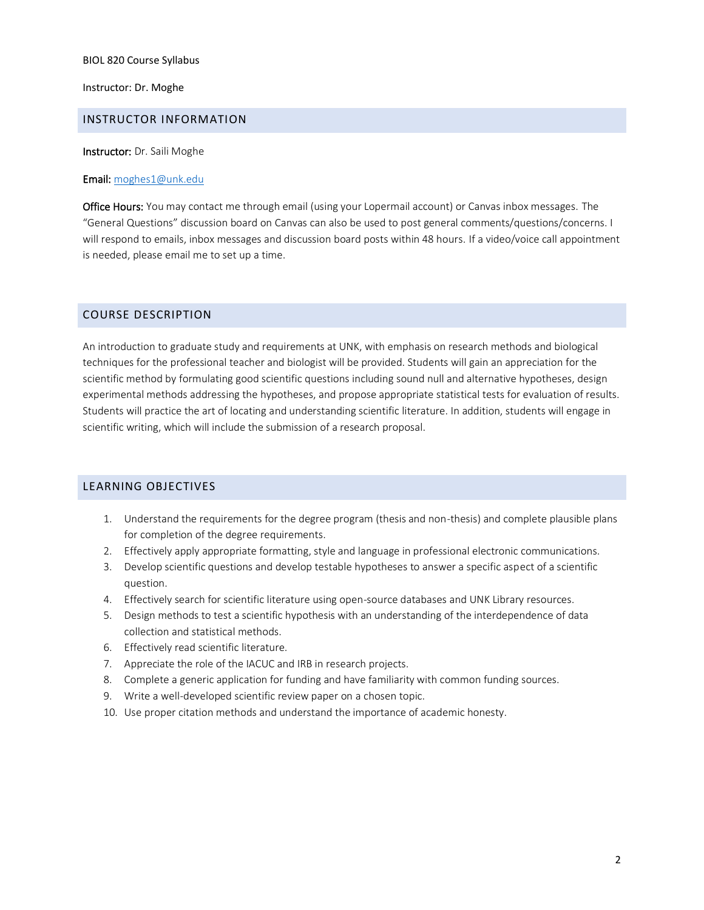BIOL 820 Course Syllabus

Instructor: Dr. Moghe

## INSTRUCTOR INFORMATION

**Instructor:** Dr. Saili Moghe

**Email:** [moghes1@unk.edu](mailto:moghes1@unk.edu)

**Office Hours:** You may contact me through email (using your Lopermail account) or Canvas inbox messages. The "General Questions" discussion board on Canvas can also be used to post general comments/questions/concerns. I will respond to emails, inbox messages and discussion board posts within 48 hours. If a video/voice call appointment is needed, please email me to set up a time.

## COURSE DESCRIPTION

An introduction to graduate study and requirements at UNK, with emphasis on research methods and biological techniques for the professional teacher and biologist will be provided. Students will gain an appreciation for the scientific method by formulating good scientific questions including sound null and alternative hypotheses, design experimental methods addressing the hypotheses, and propose appropriate statistical tests for evaluation of results. Students will practice the art of locating and understanding scientific literature. In addition, students will engage in scientific writing, which will include the submission of a research proposal.

## LEARNING OBJECTIVES

1. Understand the requirements for the degree program (thesis and non-thesis) and complete plausible plans for completion of the degree requirements.
2. Effectively apply appropriate formatting, style and language in professional electronic communications.
3. Develop scientific questions and develop testable hypotheses to answer a specific aspect of a scientific question.
4. Effectively search for scientific literature using open-source databases and UNK Library resources.
5. Design methods to test a scientific hypothesis with an understanding of the interdependence of data collection and statistical methods.
6. Effectively read scientific literature.
7. Appreciate the role of the IACUC and IRB in research projects.
8. Complete a generic application for funding and have familiarity with common funding sources.
9. Write a well-developed scientific review paper on a chosen topic.
10. Use proper citation methods and understand the importance of academic honesty.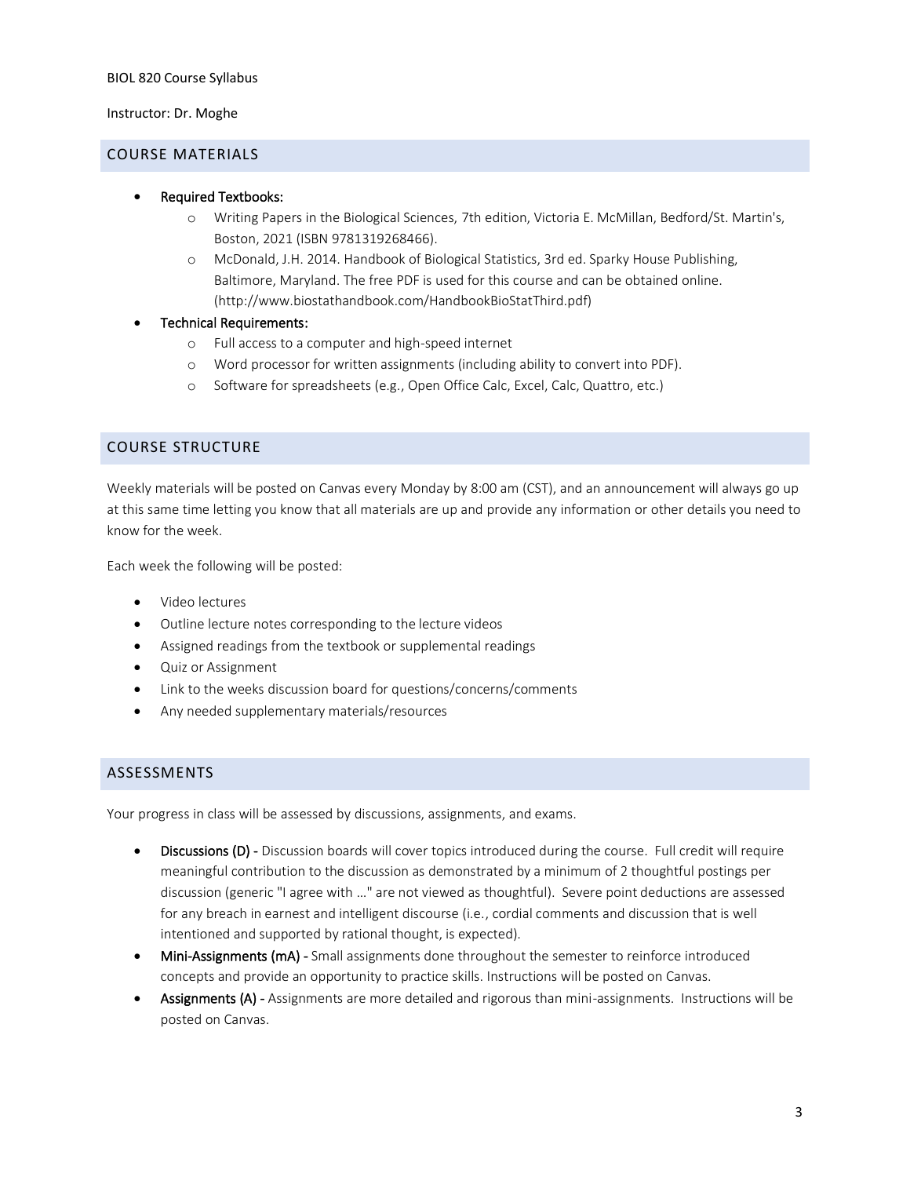BIOL 820 Course Syllabus

Instructor: Dr. Moghe

## COURSE MATERIALS

- **Required Textbooks:**
  - Writing Papers in the Biological Sciences, 7th edition, Victoria E. McMillan, Bedford/St. Martin's, Boston, 2021 (ISBN 9781319268466).
  - McDonald, J.H. 2014. Handbook of Biological Statistics, 3rd ed. Sparky House Publishing, Baltimore, Maryland. The free PDF is used for this course and can be obtained online. (http://www.biostathandbook.com/HandbookBioStatThird.pdf)
- **Technical Requirements:**
  - Full access to a computer and high-speed internet
  - Word processor for written assignments (including ability to convert into PDF).
  - Software for spreadsheets (e.g., Open Office Calc, Excel, Calc, Quattro, etc.)

## COURSE STRUCTURE

Weekly materials will be posted on Canvas every Monday by 8:00 am (CST), and an announcement will always go up at this same time letting you know that all materials are up and provide any information or other details you need to know for the week.

Each week the following will be posted:

- Video lectures
- Outline lecture notes corresponding to the lecture videos
- Assigned readings from the textbook or supplemental readings
- Quiz or Assignment
- Link to the weeks discussion board for questions/concerns/comments
- Any needed supplementary materials/resources

## ASSESSMENTS

Your progress in class will be assessed by discussions, assignments, and exams.

- **Discussions (D) -** Discussion boards will cover topics introduced during the course. Full credit will require meaningful contribution to the discussion as demonstrated by a minimum of 2 thoughtful postings per discussion (generic "I agree with …" are not viewed as thoughtful). Severe point deductions are assessed for any breach in earnest and intelligent discourse (i.e., cordial comments and discussion that is well intentioned and supported by rational thought, is expected).
- **Mini-Assignments (mA) -** Small assignments done throughout the semester to reinforce introduced concepts and provide an opportunity to practice skills. Instructions will be posted on Canvas.
- **Assignments (A) -** Assignments are more detailed and rigorous than mini-assignments. Instructions will be posted on Canvas.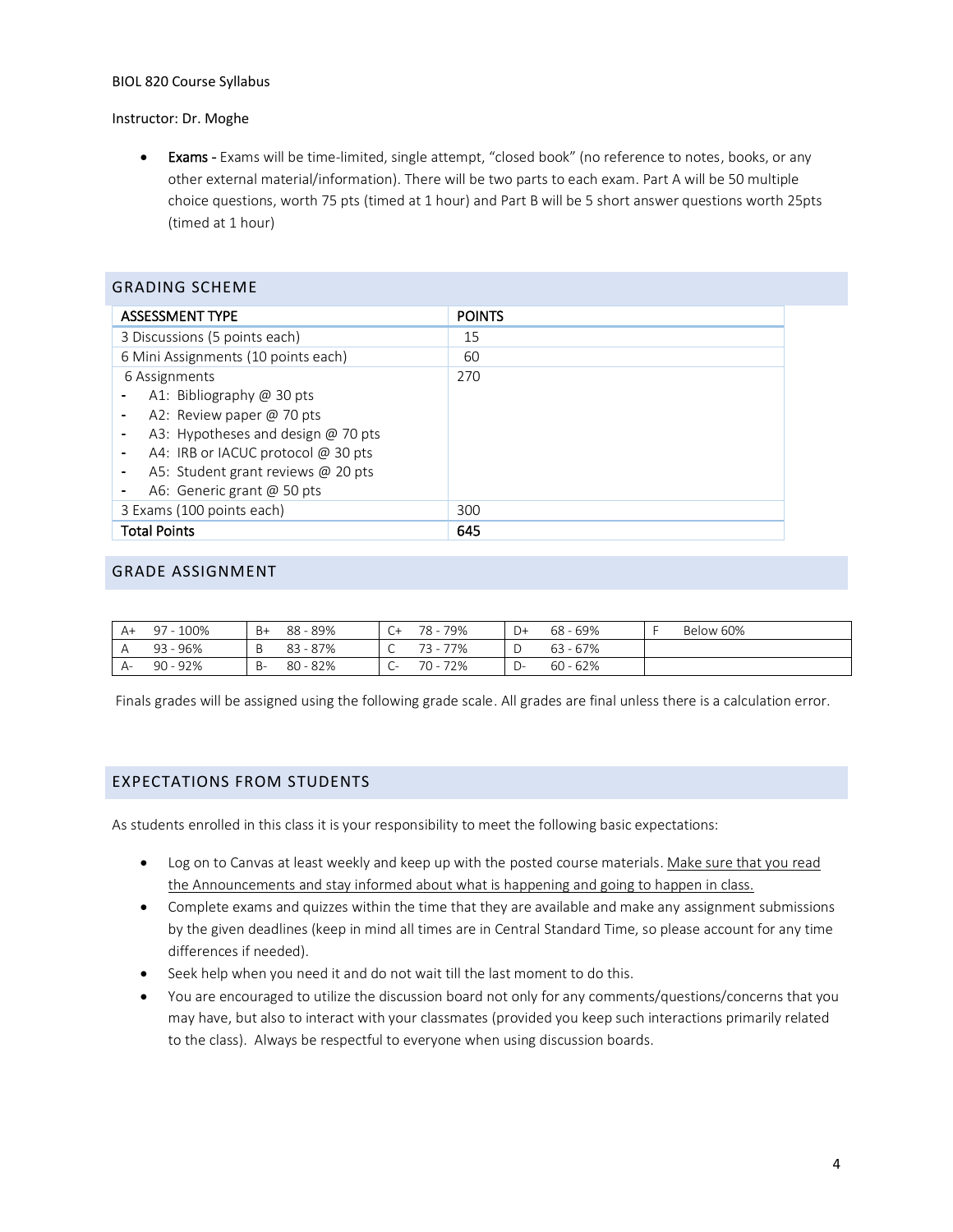BIOL 820 Course Syllabus

Instructor: Dr. Moghe

- **Exams** - Exams will be time-limited, single attempt, "closed book" (no reference to notes, books, or any other external material/information). There will be two parts to each exam. Part A will be 50 multiple choice questions, worth 75 pts (timed at 1 hour) and Part B will be 5 short answer questions worth 25pts (timed at 1 hour)

## GRADING SCHEME

| ASSESSMENT TYPE | POINTS |
|---|---|
| 3 Discussions (5 points each) | 15 |
| 6 Mini Assignments (10 points each) | 60 |
| 6 Assignments<br>- A1: Bibliography @ 30 pts<br>- A2: Review paper @ 70 pts<br>- A3: Hypotheses and design @ 70 pts<br>- A4: IRB or IACUC protocol @ 30 pts<br>- A5: Student grant reviews @ 20 pts<br>- A6: Generic grant @ 50 pts | 270 |
| 3 Exams (100 points each) | 300 |
| **Total Points** | **645** |

## GRADE ASSIGNMENT

| | | | | | | | | | |
|---|---|---|---|---|---|---|---|---|---|
| A+ | 97 - 100% | B+ | 88 - 89% | C+ | 78 - 79% | D+ | 68 - 69% | F | Below 60% |
| A | 93 - 96% | B | 83 - 87% | C | 73 - 77% | D | 63 - 67% | | |
| A- | 90 - 92% | B- | 80 - 82% | C- | 70 - 72% | D- | 60 - 62% | | |

Finals grades will be assigned using the following grade scale. All grades are final unless there is a calculation error.

## EXPECTATIONS FROM STUDENTS

As students enrolled in this class it is your responsibility to meet the following basic expectations:

- Log on to Canvas at least weekly and keep up with the posted course materials. Make sure that you read the Announcements and stay informed about what is happening and going to happen in class.
- Complete exams and quizzes within the time that they are available and make any assignment submissions by the given deadlines (keep in mind all times are in Central Standard Time, so please account for any time differences if needed).
- Seek help when you need it and do not wait till the last moment to do this.
- You are encouraged to utilize the discussion board not only for any comments/questions/concerns that you may have, but also to interact with your classmates (provided you keep such interactions primarily related to the class). Always be respectful to everyone when using discussion boards.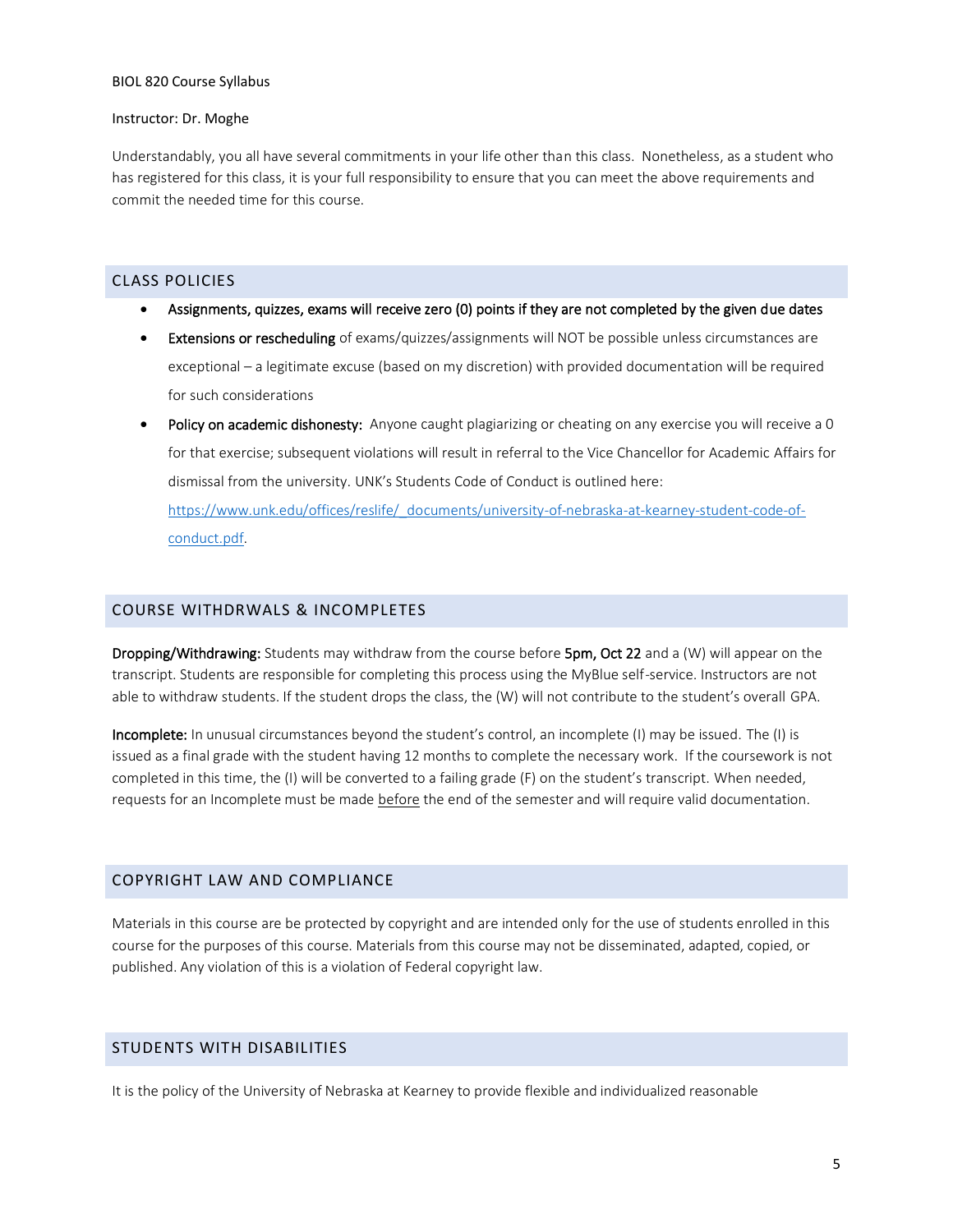Understandably, you all have several commitments in your life other than this class. Nonetheless, as a student who has registered for this class, it is your full responsibility to ensure that you can meet the above requirements and commit the needed time for this course.

## CLASS POLICIES

- **Assignments, quizzes, exams will receive zero (0) points if they are not completed by the given due dates**
- **Extensions or rescheduling** of exams/quizzes/assignments will NOT be possible unless circumstances are exceptional – a legitimate excuse (based on my discretion) with provided documentation will be required for such considerations
- **Policy on academic dishonesty:** Anyone caught plagiarizing or cheating on any exercise you will receive a 0 for that exercise; subsequent violations will result in referral to the Vice Chancellor for Academic Affairs for dismissal from the university. UNK's Students Code of Conduct is outlined here: [https://www.unk.edu/offices/reslife/_documents/university-of-nebraska-at-kearney-student-code-of-conduct.pdf](https://www.unk.edu/offices/reslife/_documents/university-of-nebraska-at-kearney-student-code-of-conduct.pdf).

## COURSE WITHDRWALS & INCOMPLETES

**Dropping/Withdrawing:** Students may withdraw from the course before **5pm, Oct 22** and a (W) will appear on the transcript. Students are responsible for completing this process using the MyBlue self-service. Instructors are not able to withdraw students. If the student drops the class, the (W) will not contribute to the student's overall GPA.

**Incomplete:** In unusual circumstances beyond the student's control, an incomplete (I) may be issued. The (I) is issued as a final grade with the student having 12 months to complete the necessary work. If the coursework is not completed in this time, the (I) will be converted to a failing grade (F) on the student's transcript. When needed, requests for an Incomplete must be made before the end of the semester and will require valid documentation.

## COPYRIGHT LAW AND COMPLIANCE

Materials in this course are be protected by copyright and are intended only for the use of students enrolled in this course for the purposes of this course. Materials from this course may not be disseminated, adapted, copied, or published. Any violation of this is a violation of Federal copyright law.

## STUDENTS WITH DISABILITIES

It is the policy of the University of Nebraska at Kearney to provide flexible and individualized reasonable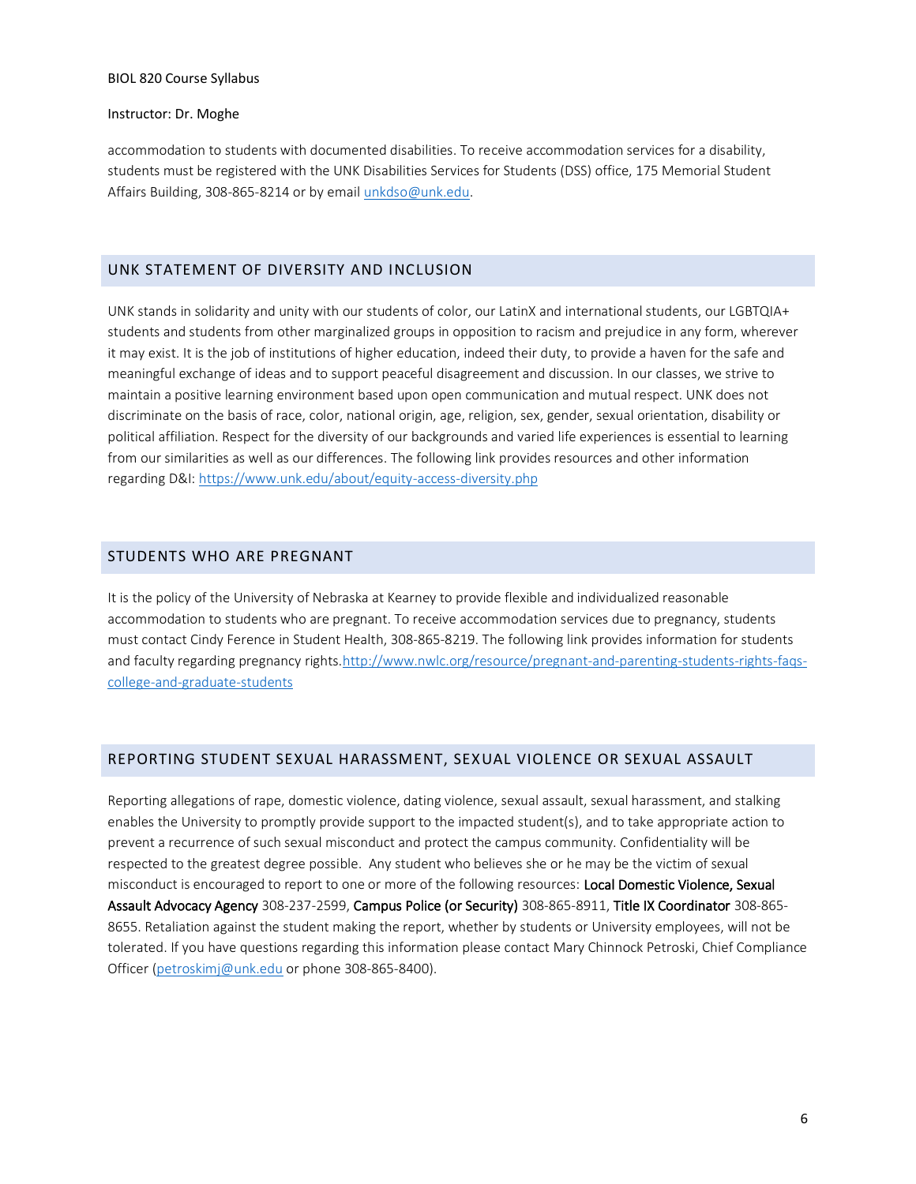accommodation to students with documented disabilities. To receive accommodation services for a disability, students must be registered with the UNK Disabilities Services for Students (DSS) office, 175 Memorial Student Affairs Building, 308-865-8214 or by email [unkdso@unk.edu](mailto:unkdso@unk.edu).

## UNK STATEMENT OF DIVERSITY AND INCLUSION

UNK stands in solidarity and unity with our students of color, our LatinX and international students, our LGBTQIA+ students and students from other marginalized groups in opposition to racism and prejudice in any form, wherever it may exist. It is the job of institutions of higher education, indeed their duty, to provide a haven for the safe and meaningful exchange of ideas and to support peaceful disagreement and discussion. In our classes, we strive to maintain a positive learning environment based upon open communication and mutual respect. UNK does not discriminate on the basis of race, color, national origin, age, religion, sex, gender, sexual orientation, disability or political affiliation. Respect for the diversity of our backgrounds and varied life experiences is essential to learning from our similarities as well as our differences. The following link provides resources and other information regarding D&I: [https://www.unk.edu/about/equity-access-diversity.php](https://www.unk.edu/about/equity-access-diversity.php)

## STUDENTS WHO ARE PREGNANT

It is the policy of the University of Nebraska at Kearney to provide flexible and individualized reasonable accommodation to students who are pregnant. To receive accommodation services due to pregnancy, students must contact Cindy Ference in Student Health, 308-865-8219. The following link provides information for students and faculty regarding pregnancy rights.[http://www.nwlc.org/resource/pregnant-and-parenting-students-rights-faqs-college-and-graduate-students](http://www.nwlc.org/resource/pregnant-and-parenting-students-rights-faqs-college-and-graduate-students)

## REPORTING STUDENT SEXUAL HARASSMENT, SEXUAL VIOLENCE OR SEXUAL ASSAULT

Reporting allegations of rape, domestic violence, dating violence, sexual assault, sexual harassment, and stalking enables the University to promptly provide support to the impacted student(s), and to take appropriate action to prevent a recurrence of such sexual misconduct and protect the campus community. Confidentiality will be respected to the greatest degree possible. Any student who believes she or he may be the victim of sexual misconduct is encouraged to report to one or more of the following resources: Local Domestic Violence, Sexual Assault Advocacy Agency 308-237-2599, Campus Police (or Security) 308-865-8911, Title IX Coordinator 308-865-8655. Retaliation against the student making the report, whether by students or University employees, will not be tolerated. If you have questions regarding this information please contact Mary Chinnock Petroski, Chief Compliance Officer ([petroskimj@unk.edu](mailto:petroskimj@unk.edu) or phone 308-865-8400).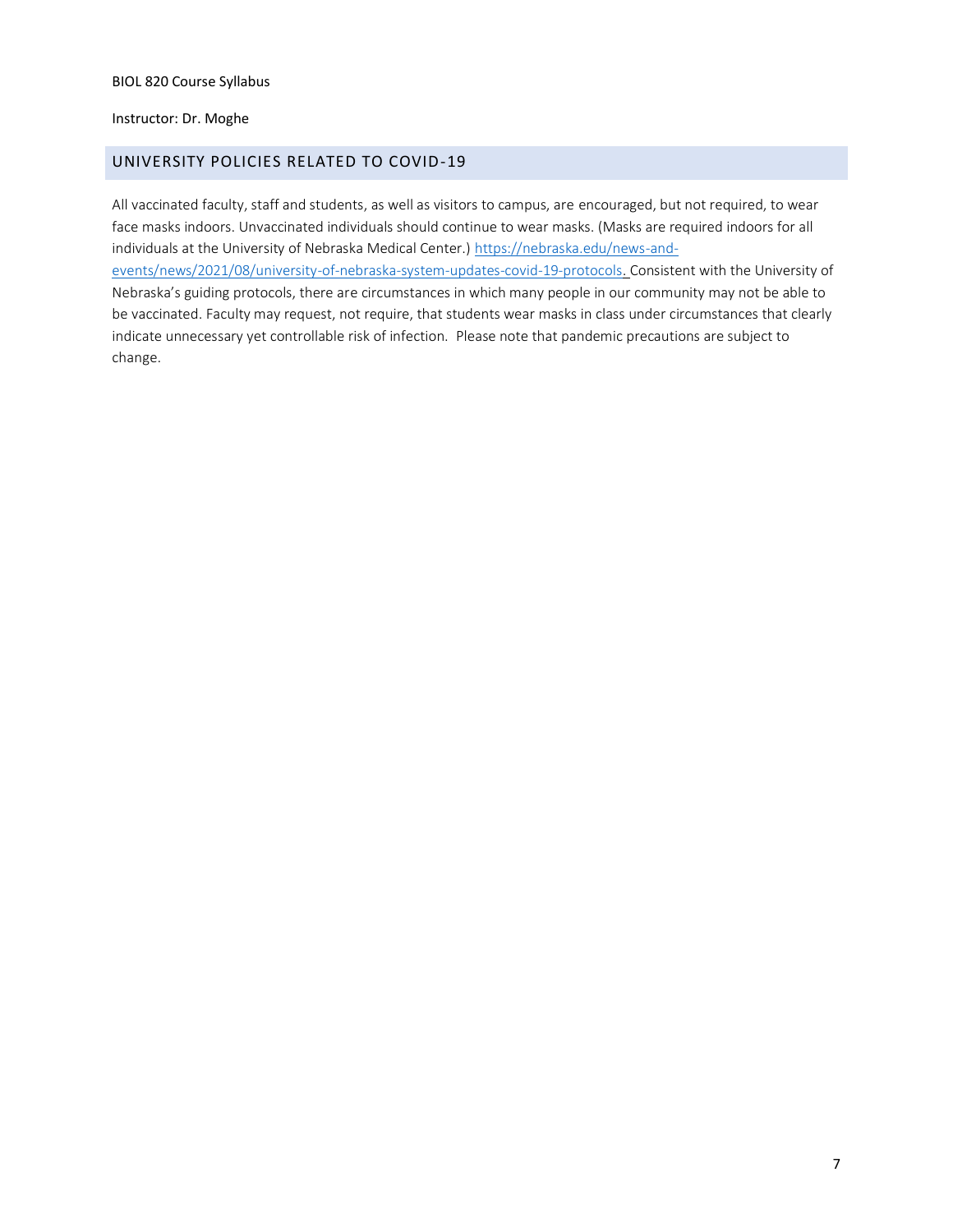BIOL 820 Course Syllabus

Instructor: Dr. Moghe

## UNIVERSITY POLICIES RELATED TO COVID-19

All vaccinated faculty, staff and students, as well as visitors to campus, are encouraged, but not required, to wear face masks indoors. Unvaccinated individuals should continue to wear masks. (Masks are required indoors for all individuals at the University of Nebraska Medical Center.) https://nebraska.edu/news-and-events/news/2021/08/university-of-nebraska-system-updates-covid-19-protocols. Consistent with the University of Nebraska's guiding protocols, there are circumstances in which many people in our community may not be able to be vaccinated. Faculty may request, not require, that students wear masks in class under circumstances that clearly indicate unnecessary yet controllable risk of infection. Please note that pandemic precautions are subject to change.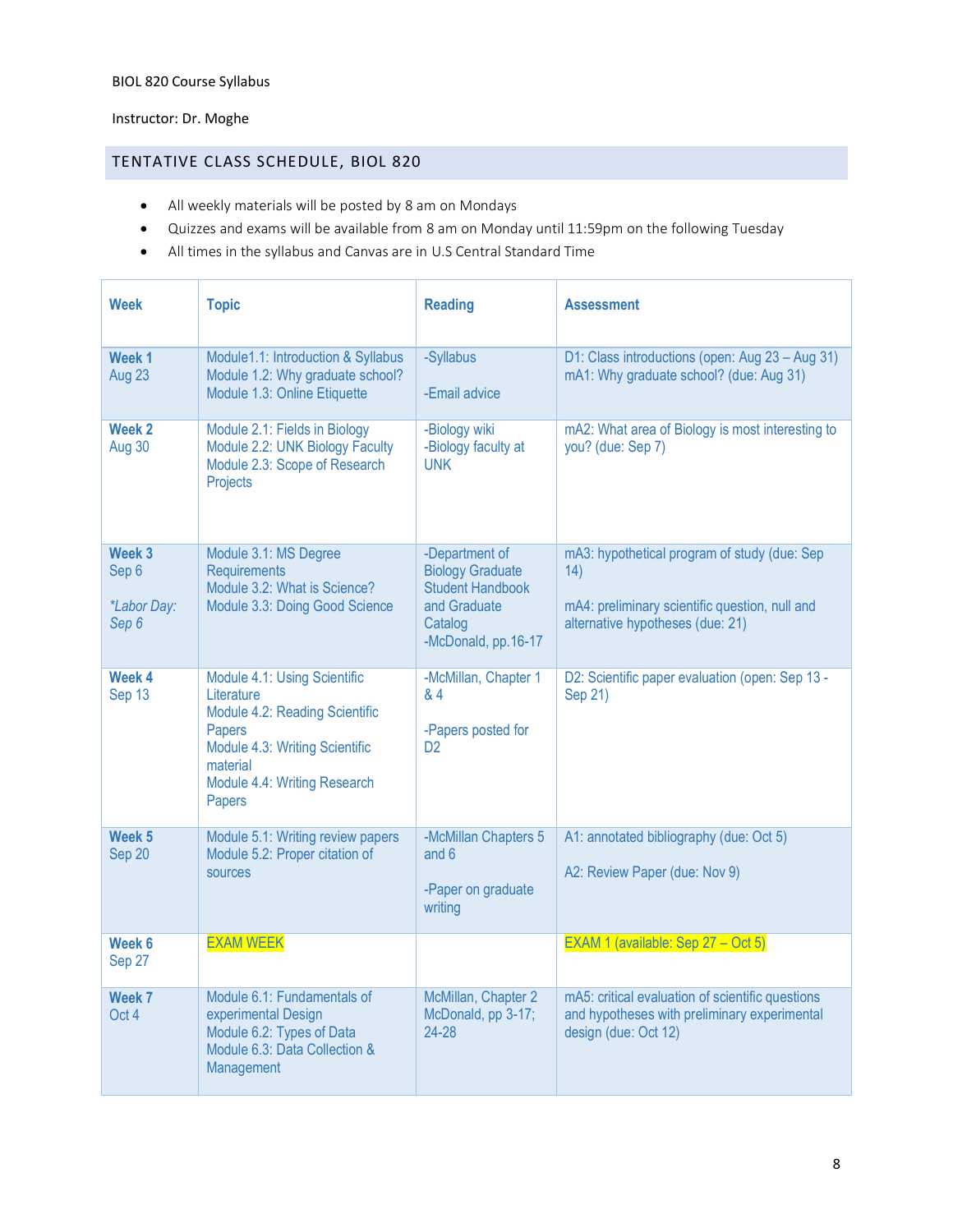BIOL 820 Course Syllabus

Instructor: Dr. Moghe

## TENTATIVE CLASS SCHEDULE, BIOL 820

- All weekly materials will be posted by 8 am on Mondays
- Quizzes and exams will be available from 8 am on Monday until 11:59pm on the following Tuesday
- All times in the syllabus and Canvas are in U.S Central Standard Time

| Week | Topic | Reading | Assessment |
|---|---|---|---|
| **Week 1** Aug 23 | Module1.1: Introduction & Syllabus<br>Module 1.2: Why graduate school?<br>Module 1.3: Online Etiquette | -Syllabus<br><br>-Email advice | D1: Class introductions (open: Aug 23 – Aug 31)<br>mA1: Why graduate school? (due: Aug 31) |
| **Week 2** Aug 30 | Module 2.1: Fields in Biology<br>Module 2.2: UNK Biology Faculty<br>Module 2.3: Scope of Research Projects | -Biology wiki<br>-Biology faculty at UNK | mA2: What area of Biology is most interesting to you? (due: Sep 7) |
| **Week 3** Sep 6<br><br>*\*Labor Day: Sep 6* | Module 3.1: MS Degree Requirements<br>Module 3.2: What is Science?<br>Module 3.3: Doing Good Science | -Department of Biology Graduate Student Handbook and Graduate Catalog<br>-McDonald, pp.16-17 | mA3: hypothetical program of study (due: Sep 14)<br><br>mA4: preliminary scientific question, null and alternative hypotheses (due: 21) |
| **Week 4** Sep 13 | Module 4.1: Using Scientific Literature<br>Module 4.2: Reading Scientific Papers<br>Module 4.3: Writing Scientific material<br>Module 4.4: Writing Research Papers | -McMillan, Chapter 1 & 4<br><br>-Papers posted for D2 | D2: Scientific paper evaluation (open: Sep 13 - Sep 21) |
| **Week 5** Sep 20 | Module 5.1: Writing review papers<br>Module 5.2: Proper citation of sources | -McMillan Chapters 5 and 6<br><br>-Paper on graduate writing | A1: annotated bibliography (due: Oct 5)<br><br>A2: Review Paper (due: Nov 9) |
| **Week 6** Sep 27 | EXAM WEEK | | EXAM 1 (available: Sep 27 – Oct 5) |
| **Week 7** Oct 4 | Module 6.1: Fundamentals of experimental Design<br>Module 6.2: Types of Data<br>Module 6.3: Data Collection & Management | McMillan, Chapter 2<br>McDonald, pp 3-17; 24-28 | mA5: critical evaluation of scientific questions and hypotheses with preliminary experimental design (due: Oct 12) |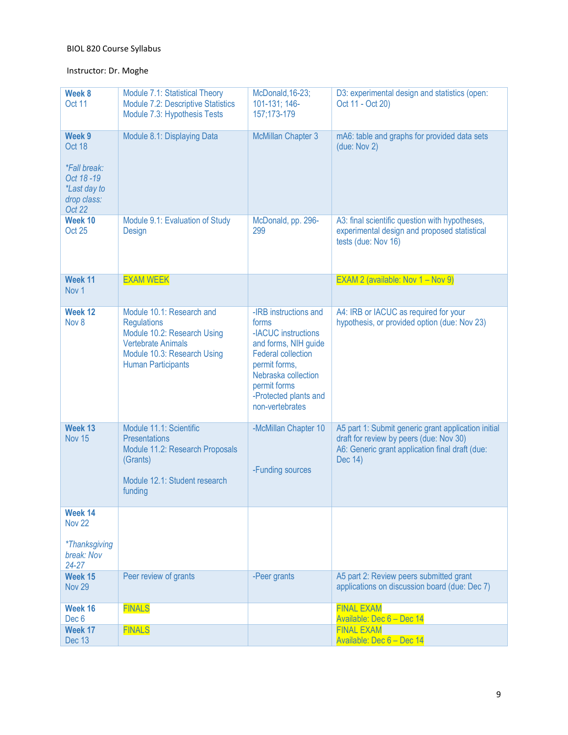BIOL 820 Course Syllabus

Instructor: Dr. Moghe

| **Week 8** Oct 11 | Module 7.1: Statistical Theory Module 7.2: Descriptive Statistics Module 7.3: Hypothesis Tests | McDonald,16-23; 101-131; 146-157;173-179 | D3: experimental design and statistics (open: Oct 11 - Oct 20) |
|---|---|---|---|
| **Week 9** Oct 18 *\*Fall break: Oct 18 -19* *\*Last day to drop class: Oct 22* | Module 8.1: Displaying Data | McMillan Chapter 3 | mA6: table and graphs for provided data sets (due: Nov 2) |
| **Week 10** Oct 25 | Module 9.1: Evaluation of Study Design | McDonald, pp. 296-299 | A3: final scientific question with hypotheses, experimental design and proposed statistical tests (due: Nov 16) |
| **Week 11** Nov 1 | EXAM WEEK | | EXAM 2 (available: Nov 1 – Nov 9) |
| **Week 12** Nov 8 | Module 10.1: Research and Regulations Module 10.2: Research Using Vertebrate Animals Module 10.3: Research Using Human Participants | -IRB instructions and forms -IACUC instructions and forms, NIH guide Federal collection permit forms, Nebraska collection permit forms -Protected plants and non-vertebrates | A4: IRB or IACUC as required for your hypothesis, or provided option (due: Nov 23) |
| **Week 13** Nov 15 | Module 11.1: Scientific Presentations Module 11.2: Research Proposals (Grants) Module 12.1: Student research funding | -McMillan Chapter 10 -Funding sources | A5 part 1: Submit generic grant application initial draft for review by peers (due: Nov 30) A6: Generic grant application final draft (due: Dec 14) |
| **Week 14** Nov 22 *\*Thanksgiving break: Nov 24-27* | | | |
| **Week 15** Nov 29 | Peer review of grants | -Peer grants | A5 part 2: Review peers submitted grant applications on discussion board (due: Dec 7) |
| **Week 16** Dec 6 | FINALS | | FINAL EXAM Available: Dec 6 – Dec 14 |
| **Week 17** Dec 13 | FINALS | | FINAL EXAM Available: Dec 6 – Dec 14 |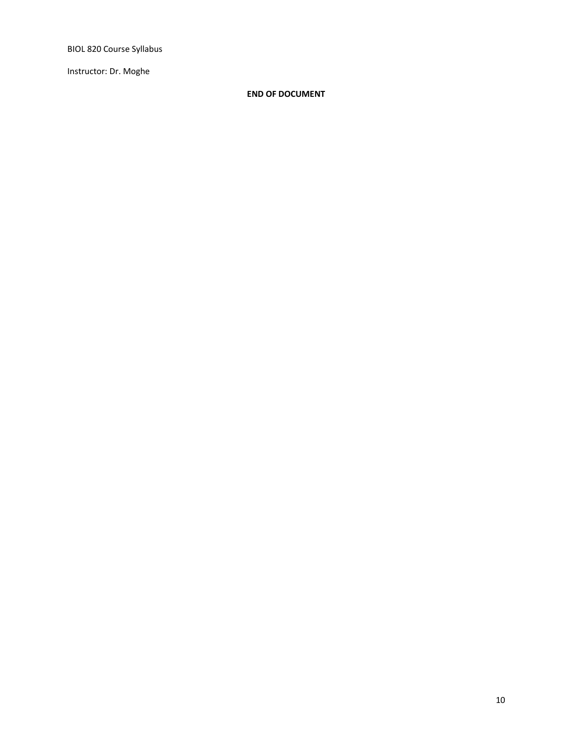**END OF DOCUMENT**